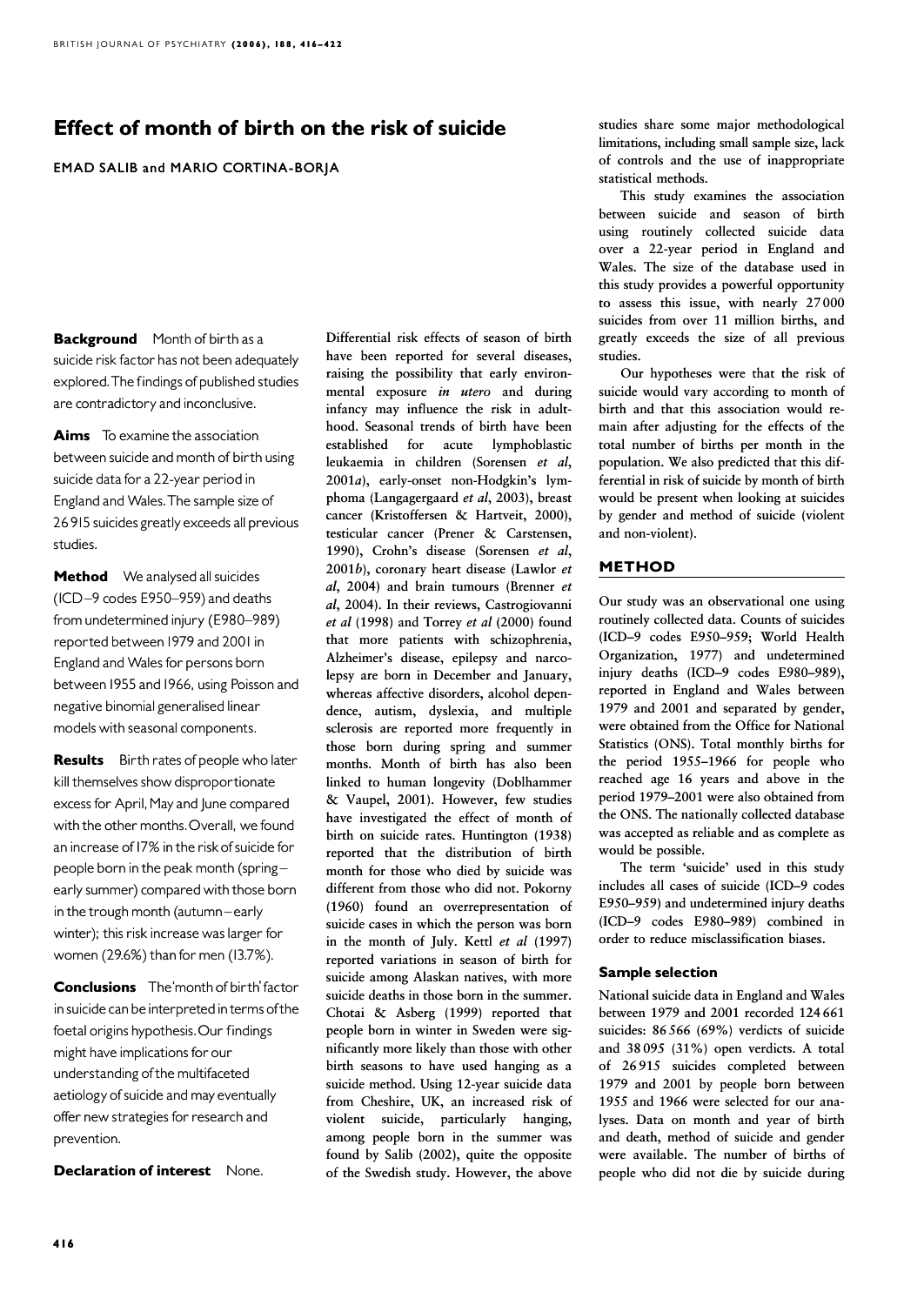# Effect of month of birth on the risk of suicide

EMAD SALIB and MARIO CORTINA-BORJA

**Background** Month of birth as a suicide risk factor has not been adequately explored. The findings of published studies are contradictory and inconclusive.

**Aims** To examine the association between suicide and month of birth using suicide data for a 22-year period in England and Wales. The sample size of 26 915 suicides greatly exceeds all previous studies.

**Method** We analysed all suicides (ICD–9 codes E950–959) and deaths from undetermined injury (E980–989) reported between 1979 and 2001 in England and Wales for persons born between 1955 and 1966, using Poisson and negative binomial generalised linear models with seasonal components.

**Results** Birth rates of people who later kill themselves show disproportionate excess for April, May and June compared with the other months. Overall, we found an increase of 17% in the risk of suicide for people born in the peak month (spring–early summer) compared with those born in the trough month (autumn–early winter); this risk increase was larger for women (29.6%) than for men (13.7%).

**Conclusions** The 'month of birth' factor in suicide can be interpreted in terms of the foetal origins hypothesis. Our findings might have implications for our understanding of the multifaceted aetiology of suicide and may eventually offer new strategies for research and prevention.

**Declaration of interest** None.

Differential risk effects of season of birth have been reported for several diseases, raising the possibility that early environmental exposure *in utero* and during infancy may influence the risk in adulthood. Seasonal trends of birth have been established for acute lymphoblastic leukaemia in children (Sorensen *et al*, 2001*a*), early-onset non-Hodgkin's lymphoma (Langagergaard *et al*, 2003), breast cancer (Kristoffersen & Hartveit, 2000), testicular cancer (Prener & Carstensen, 1990), Crohn's disease (Sorensen *et al*, 2001*b*), coronary heart disease (Lawlor *et al*, 2004) and brain tumours (Brenner *et al*, 2004). In their reviews, Castrogiovanni *et al* (1998) and Torrey *et al* (2000) found that more patients with schizophrenia, Alzheimer's disease, epilepsy and narcolepsy are born in December and January, whereas affective disorders, alcohol dependence, autism, dyslexia, and multiple sclerosis are reported more frequently in those born during spring and summer months. Month of birth has also been linked to human longevity (Doblhammer & Vaupel, 2001). However, few studies have investigated the effect of month of birth on suicide rates. Huntington (1938) reported that the distribution of birth month for those who died by suicide was different from those who did not. Pokorny (1960) found an overrepresentation of suicide cases in which the person was born in the month of July. Kettl *et al* (1997) reported variations in season of birth for suicide among Alaskan natives, with more suicide deaths in those born in the summer. Chotai & Asberg (1999) reported that people born in winter in Sweden were significantly more likely than those with other birth seasons to have used hanging as a suicide method. Using 12-year suicide data from Cheshire, UK, an increased risk of violent suicide, particularly hanging, among people born in the summer was found by Salib (2002), quite the opposite of the Swedish study. However, the above studies share some major methodological limitations, including small sample size, lack of controls and the use of inappropriate statistical methods.

This study examines the association between suicide and season of birth using routinely collected suicide data over a 22-year period in England and Wales. The size of the database used in this study provides a powerful opportunity to assess this issue, with nearly 27 000 suicides from over 11 million births, and greatly exceeds the size of all previous studies.

Our hypotheses were that the risk of suicide would vary according to month of birth and that this association would remain after adjusting for the effects of the total number of births per month in the population. We also predicted that this differential in risk of suicide by month of birth would be present when looking at suicides by gender and method of suicide (violent and non-violent).

## METHOD

Our study was an observational one using routinely collected data. Counts of suicides (ICD–9 codes E950–959; World Health Organization, 1977) and undetermined injury deaths (ICD–9 codes E980–989), reported in England and Wales between 1979 and 2001 and separated by gender, were obtained from the Office for National Statistics (ONS). Total monthly births for the period 1955–1966 for people who reached age 16 years and above in the period 1979–2001 were also obtained from the ONS. The nationally collected database was accepted as reliable and as complete as would be possible.

The term 'suicide' used in this study includes all cases of suicide (ICD–9 codes E950–959) and undetermined injury deaths (ICD–9 codes E980–989) combined in order to reduce misclassification biases.

### Sample selection

National suicide data in England and Wales between 1979 and 2001 recorded 124 661 suicides: 86 566 (69%) verdicts of suicide and 38 095 (31%) open verdicts. A total of 26 915 suicides completed between 1979 and 2001 by people born between 1955 and 1966 were selected for our analyses. Data on month and year of birth and death, method of suicide and gender were available. The number of births of people who did not die by suicide during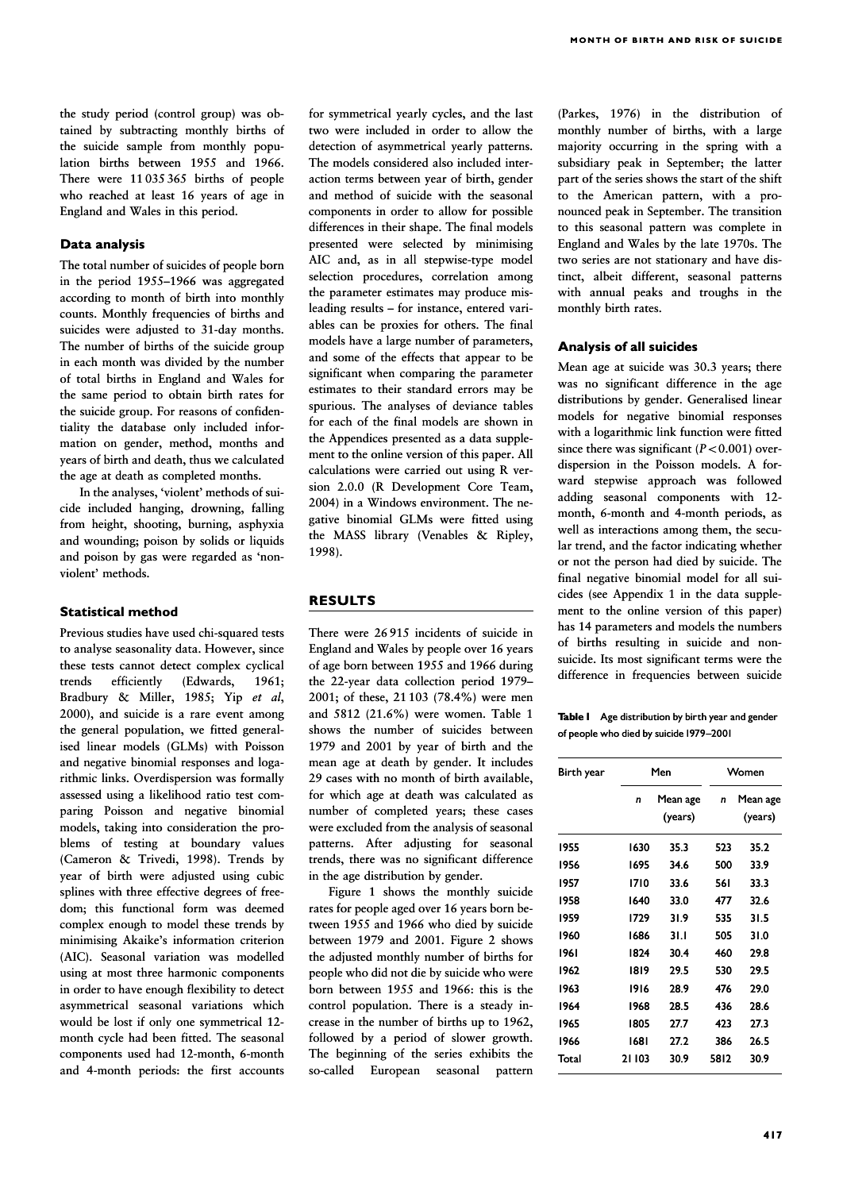the study period (control group) was obtained by subtracting monthly births of the suicide sample from monthly population births between 1955 and 1966. There were 11 035 365 births of people who reached at least 16 years of age in England and Wales in this period.

### Data analysis

The total number of suicides of people born in the period 1955–1966 was aggregated according to month of birth into monthly counts. Monthly frequencies of births and suicides were adjusted to 31-day months. The number of births of the suicide group in each month was divided by the number of total births in England and Wales for the same period to obtain birth rates for the suicide group. For reasons of confidentiality the database only included information on gender, method, months and years of birth and death, thus we calculated the age at death as completed months.

In the analyses, 'violent' methods of suicide included hanging, drowning, falling from height, shooting, burning, asphyxia and wounding; poison by solids or liquids and poison by gas were regarded as 'non-violent' methods.

### Statistical method

Previous studies have used chi-squared tests to analyse seasonality data. However, since these tests cannot detect complex cyclical trends efficiently (Edwards, 1961; Bradbury & Miller, 1985; Yip *et al*, 2000), and suicide is a rare event among the general population, we fitted generalised linear models (GLMs) with Poisson and negative binomial responses and logarithmic links. Overdispersion was formally assessed using a likelihood ratio test comparing Poisson and negative binomial models, taking into consideration the problems of testing at boundary values (Cameron & Trivedi, 1998). Trends by year of birth were adjusted using cubic splines with three effective degrees of freedom; this functional form was deemed complex enough to model these trends by minimising Akaike's information criterion (AIC). Seasonal variation was modelled using at most three harmonic components in order to have enough flexibility to detect asymmetrical seasonal variations which would be lost if only one symmetrical 12-month cycle had been fitted. The seasonal components used had 12-month, 6-month and 4-month periods: the first accounts for symmetrical yearly cycles, and the last two were included in order to allow the detection of asymmetrical yearly patterns. The models considered also included interaction terms between year of birth, gender and method of suicide with the seasonal components in order to allow for possible differences in their shape. The final models presented were selected by minimising AIC and, as in all stepwise-type model selection procedures, correlation among the parameter estimates may produce misleading results – for instance, entered variables can be proxies for others. The final models have a large number of parameters, and some of the effects that appear to be significant when comparing the parameter estimates to their standard errors may be spurious. The analyses of deviance tables for each of the final models are shown in the Appendices presented as a data supplement to the online version of this paper. All calculations were carried out using R version 2.0.0 (R Development Core Team, 2004) in a Windows environment. The negative binomial GLMs were fitted using the MASS library (Venables & Ripley, 1998).

## RESULTS

There were 26 915 incidents of suicide in England and Wales by people over 16 years of age born between 1955 and 1966 during the 22-year data collection period 1979–2001; of these, 21 103 (78.4%) were men and 5812 (21.6%) were women. Table 1 shows the number of suicides between 1979 and 2001 by year of birth and the mean age at death by gender. It includes 29 cases with no month of birth available, for which age at death was calculated as number of completed years; these cases were excluded from the analysis of seasonal patterns. After adjusting for seasonal trends, there was no significant difference in the age distribution by gender.

Figure 1 shows the monthly suicide rates for people aged over 16 years born between 1955 and 1966 who died by suicide between 1979 and 2001. Figure 2 shows the adjusted monthly number of births for people who did not die by suicide who were born between 1955 and 1966: this is the control population. There is a steady increase in the number of births up to 1962, followed by a period of slower growth. The beginning of the series exhibits the so-called European seasonal pattern (Parkes, 1976) in the distribution of monthly number of births, with a large majority occurring in the spring with a subsidiary peak in September; the latter part of the series shows the start of the shift to the American pattern, with a pronounced peak in September. The transition to this seasonal pattern was complete in England and Wales by the late 1970s. The two series are not stationary and have distinct, albeit different, seasonal patterns with annual peaks and troughs in the monthly birth rates.

### Analysis of all suicides

Mean age at suicide was 30.3 years; there was no significant difference in the age distributions by gender. Generalised linear models for negative binomial responses with a logarithmic link function were fitted since there was significant ($P<0.001$) overdispersion in the Poisson models. A forward stepwise approach was followed adding seasonal components with 12-month, 6-month and 4-month periods, as well as interactions among them, the secular trend, and the factor indicating whether or not the person had died by suicide. The final negative binomial model for all suicides (see Appendix 1 in the data supplement to the online version of this paper) has 14 parameters and models the numbers of births resulting in suicide and non-suicide. Its most significant terms were the difference in frequencies between suicide

**Table 1** Age distribution by birth year and gender of people who died by suicide 1979–2001

| Birth year | Men | | Women | |
|---|---|---|---|---|
| | *n* | Mean age (years) | *n* | Mean age (years) |
| 1955 | 1630 | 35.3 | 523 | 35.2 |
| 1956 | 1695 | 34.6 | 500 | 33.9 |
| 1957 | 1710 | 33.6 | 561 | 33.3 |
| 1958 | 1640 | 33.0 | 477 | 32.6 |
| 1959 | 1729 | 31.9 | 535 | 31.5 |
| 1960 | 1686 | 31.1 | 505 | 31.0 |
| 1961 | 1824 | 30.4 | 460 | 29.8 |
| 1962 | 1819 | 29.5 | 530 | 29.5 |
| 1963 | 1916 | 28.9 | 476 | 29.0 |
| 1964 | 1968 | 28.5 | 436 | 28.6 |
| 1965 | 1805 | 27.7 | 423 | 27.3 |
| 1966 | 1681 | 27.2 | 386 | 26.5 |
| Total | 21 103 | 30.9 | 5812 | 30.9 |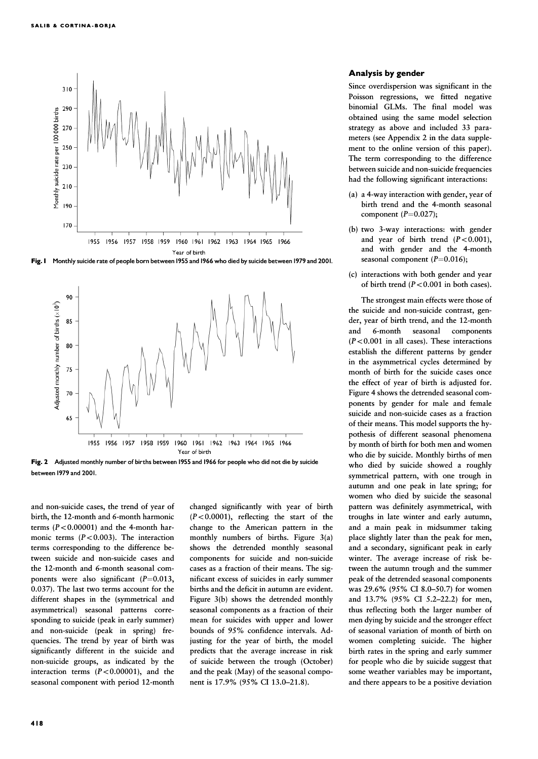Fig. 1 Monthly suicide rate of people born between 1955 and 1966 who died by suicide between 1979 and 2001.

Fig. 2 Adjusted monthly number of births between 1955 and 1966 for people who did not die by suicide between 1979 and 2001.

and non-suicide cases, the trend of year of birth, the 12-month and 6-month harmonic terms ($P<0.00001$) and the 4-month harmonic terms ($P<0.003$). The interaction terms corresponding to the difference between suicide and non-suicide cases and the 12-month and 6-month seasonal components were also significant ($P=0.013$, 0.037). The last two terms account for the different shapes in the (symmetrical and asymmetrical) seasonal patterns corresponding to suicide (peak in early summer) and non-suicide (peak in spring) frequencies. The trend by year of birth was significantly different in the suicide and non-suicide groups, as indicated by the interaction terms ($P<0.00001$), and the seasonal component with period 12-month changed significantly with year of birth ($P<0.0001$), reflecting the start of the change to the American pattern in the monthly numbers of births. Figure 3(a) shows the detrended monthly seasonal components for suicide and non-suicide cases as a fraction of their means. The significant excess of suicides in early summer births and the deficit in autumn are evident. Figure 3(b) shows the detrended monthly seasonal components as a fraction of their mean for suicides with upper and lower bounds of 95% confidence intervals. Adjusting for the year of birth, the model predicts that the average increase in risk of suicide between the trough (October) and the peak (May) of the seasonal component is 17.9% (95% CI 13.0–21.8).

### Analysis by gender

Since overdispersion was significant in the Poisson regressions, we fitted negative binomial GLMs. The final model was obtained using the same model selection strategy as above and included 33 parameters (see Appendix 2 in the data supplement to the online version of this paper). The term corresponding to the difference between suicide and non-suicide frequencies had the following significant interactions:

(a) a 4-way interaction with gender, year of birth trend and the 4-month seasonal component ($P=0.027$);

(b) two 3-way interactions: with gender and year of birth trend ($P<0.001$), and with gender and the 4-month seasonal component ($P=0.016$);

(c) interactions with both gender and year of birth trend ($P<0.001$ in both cases).

The strongest main effects were those of the suicide and non-suicide contrast, gender, year of birth trend, and the 12-month and 6-month seasonal components ($P<0.001$ in all cases). These interactions establish the different patterns by gender in the asymmetrical cycles determined by month of birth for the suicide cases once the effect of year of birth is adjusted for. Figure 4 shows the detrended seasonal components by gender for male and female suicide and non-suicide cases as a fraction of their means. This model supports the hypothesis of different seasonal phenomena by month of birth for both men and women who die by suicide. Monthly births of men who died by suicide showed a roughly symmetrical pattern, with one trough in autumn and one peak in late spring; for women who died by suicide the seasonal pattern was definitely asymmetrical, with troughs in late winter and early autumn, and a main peak in midsummer taking place slightly later than the peak for men, and a secondary, significant peak in early winter. The average increase of risk between the autumn trough and the summer peak of the detrended seasonal components was 29.6% (95% CI 8.0–50.7) for women and 13.7% (95% CI 5.2–22.2) for men, thus reflecting both the larger number of men dying by suicide and the stronger effect of seasonal variation of month of birth on women completing suicide. The higher birth rates in the spring and early summer for people who die by suicide suggest that some weather variables may be important, and there appears to be a positive deviation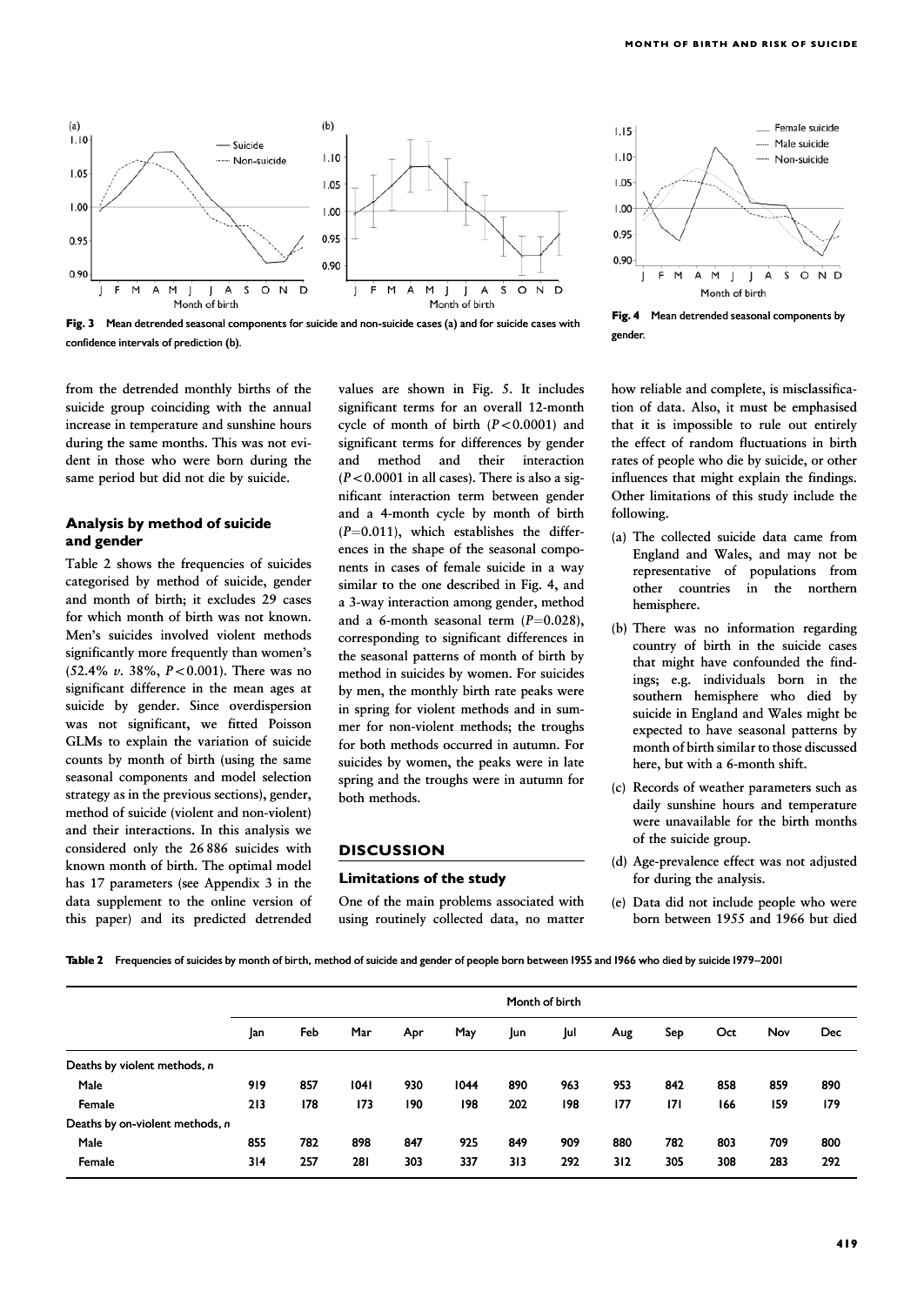Fig. 3 Mean detrended seasonal components for suicide and non-suicide cases (a) and for suicide cases with confidence intervals of prediction (b).

Fig. 4 Mean detrended seasonal components by gender.

from the detrended monthly births of the suicide group coinciding with the annual increase in temperature and sunshine hours during the same months. This was not evident in those who were born during the same period but did not die by suicide.

### Analysis by method of suicide and gender

Table 2 shows the frequencies of suicides categorised by method of suicide, gender and month of birth; it excludes 29 cases for which month of birth was not known. Men's suicides involved violent methods significantly more frequently than women's (52.4% *v.* 38%, $P<0.001$). There was no significant difference in the mean ages at suicide by gender. Since overdispersion was not significant, we fitted Poisson GLMs to explain the variation of suicide counts by month of birth (using the same seasonal components and model selection strategy as in the previous sections), gender, method of suicide (violent and non-violent) and their interactions. In this analysis we considered only the 26 886 suicides with known month of birth. The optimal model has 17 parameters (see Appendix 3 in the data supplement to the online version of this paper) and its predicted detrended values are shown in Fig. 5. It includes significant terms for an overall 12-month cycle of month of birth ($P<0.0001$) and significant terms for differences by gender and method and their interaction ($P<0.0001$ in all cases). There is also a significant interaction term between gender and a 4-month cycle by month of birth ($P=0.011$), which establishes the differences in the shape of the seasonal components in cases of female suicide in a way similar to the one described in Fig. 4, and a 3-way interaction among gender, method and a 6-month seasonal term ($P=0.028$), corresponding to significant differences in the seasonal patterns of month of birth by method in suicides by women. For suicides by men, the monthly birth rate peaks were in spring for violent methods and in summer for non-violent methods; the troughs for both methods occurred in autumn. For suicides by women, the peaks were in late spring and the troughs were in autumn for both methods.

## DISCUSSION

### Limitations of the study

One of the main problems associated with using routinely collected data, no matter how reliable and complete, is misclassification of data. Also, it must be emphasised that it is impossible to rule out entirely the effect of random fluctuations in birth rates of people who die by suicide, or other influences that might explain the findings. Other limitations of this study include the following.

(a) The collected suicide data came from England and Wales, and may not be representative of populations from other countries in the northern hemisphere.

(b) There was no information regarding country of birth in the suicide cases that might have confounded the findings; e.g. individuals born in the southern hemisphere who died by suicide in England and Wales might be expected to have seasonal patterns by month of birth similar to those discussed here, but with a 6-month shift.

(c) Records of weather parameters such as daily sunshine hours and temperature were unavailable for the birth months of the suicide group.

(d) Age-prevalence effect was not adjusted for during the analysis.

(e) Data did not include people who were born between 1955 and 1966 but died

**Table 2** Frequencies of suicides by month of birth, method of suicide and gender of people born between 1955 and 1966 who died by suicide 1979–2001

| | Month of birth | | | | | | | | | | | |
|---|---|---|---|---|---|---|---|---|---|---|---|---|
| | Jan | Feb | Mar | Apr | May | Jun | Jul | Aug | Sep | Oct | Nov | Dec |
| Deaths by violent methods, *n* | | | | | | | | | | | | |
| Male | 919 | 857 | 1041 | 930 | 1044 | 890 | 963 | 953 | 842 | 858 | 859 | 890 |
| Female | 213 | 178 | 173 | 190 | 198 | 202 | 198 | 177 | 171 | 166 | 159 | 179 |
| Deaths by on-violent methods, *n* | | | | | | | | | | | | |
| Male | 855 | 782 | 898 | 847 | 925 | 849 | 909 | 880 | 782 | 803 | 709 | 800 |
| Female | 314 | 257 | 281 | 303 | 337 | 313 | 292 | 312 | 305 | 308 | 283 | 292 |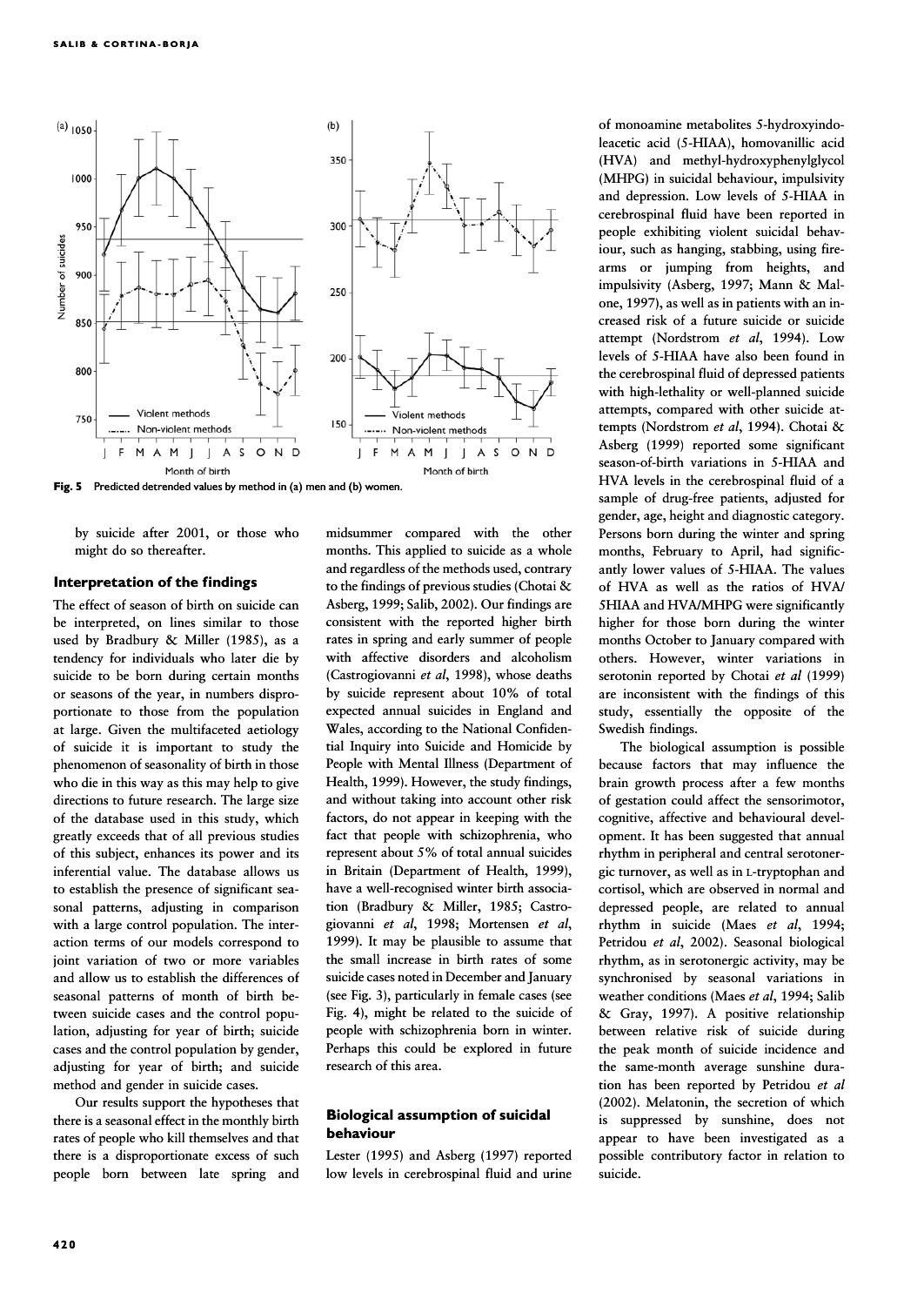(a) 1050
1000
950
900
850
800
750
Number of suicides
Violent methods
Non-violent methods
J F M A M J J A S O N D
Month of birth

(b)
350
300
250
200
150
Violent methods
Non-violent methods
J F M A M J J A S O N D
Month of birth

**Fig. 5** Predicted detrended values by method in (a) men and (b) women.

by suicide after 2001, or those who might do so thereafter.

### Interpretation of the findings

The effect of season of birth on suicide can be interpreted, on lines similar to those used by Bradbury & Miller (1985), as a tendency for individuals who later die by suicide to be born during certain months or seasons of the year, in numbers disproportionate to those from the population at large. Given the multifaceted aetiology of suicide it is important to study the phenomenon of seasonality of birth in those who die in this way as this may help to give directions to future research. The large size of the database used in this study, which greatly exceeds that of all previous studies of this subject, enhances its power and its inferential value. The database allows us to establish the presence of significant seasonal patterns, adjusting in comparison with a large control population. The interaction terms of our models correspond to joint variation of two or more variables and allow us to establish the differences of seasonal patterns of month of birth between suicide cases and the control population, adjusting for year of birth; suicide cases and the control population by gender, adjusting for year of birth; and suicide method and gender in suicide cases.

Our results support the hypotheses that there is a seasonal effect in the monthly birth rates of people who kill themselves and that there is a disproportionate excess of such people born between late spring and midsummer compared with the other months. This applied to suicide as a whole and regardless of the methods used, contrary to the findings of previous studies (Chotai & Asberg, 1999; Salib, 2002). Our findings are consistent with the reported higher birth rates in spring and early summer of people with affective disorders and alcoholism (Castrogiovanni *et al*, 1998), whose deaths by suicide represent about 10% of total expected annual suicides in England and Wales, according to the National Confidential Inquiry into Suicide and Homicide by People with Mental Illness (Department of Health, 1999). However, the study findings, and without taking into account other risk factors, do not appear in keeping with the fact that people with schizophrenia, who represent about 5% of total annual suicides in Britain (Department of Health, 1999), have a well-recognised winter birth association (Bradbury & Miller, 1985; Castrogiovanni *et al*, 1998; Mortensen *et al*, 1999). It may be plausible to assume that the small increase in birth rates of some suicide cases noted in December and January (see Fig. 3), particularly in female cases (see Fig. 4), might be related to the suicide of people with schizophrenia born in winter. Perhaps this could be explored in future research of this area.

### Biological assumption of suicidal behaviour

Lester (1995) and Asberg (1997) reported low levels in cerebrospinal fluid and urine of monoamine metabolites 5-hydroxyindoleacetic acid (5-HIAA), homovanillic acid (HVA) and methyl-hydroxyphenylglycol (MHPG) in suicidal behaviour, impulsivity and depression. Low levels of 5-HIAA in cerebrospinal fluid have been reported in people exhibiting violent suicidal behaviour, such as hanging, stabbing, using firearms or jumping from heights, and impulsivity (Asberg, 1997; Mann & Malone, 1997), as well as in patients with an increased risk of a future suicide or suicide attempt (Nordstrom *et al*, 1994). Low levels of 5-HIAA have also been found in the cerebrospinal fluid of depressed patients with high-lethality or well-planned suicide attempts, compared with other suicide attempts (Nordstrom *et al*, 1994). Chotai & Asberg (1999) reported some significant season-of-birth variations in 5-HIAA and HVA levels in the cerebrospinal fluid of a sample of drug-free patients, adjusted for gender, age, height and diagnostic category. Persons born during the winter and spring months, February to April, had significantly lower values of 5-HIAA. The values of HVA as well as the ratios of HVA/5HIAA and HVA/MHPG were significantly higher for those born during the winter months October to January compared with others. However, winter variations in serotonin reported by Chotai *et al* (1999) are inconsistent with the findings of this study, essentially the opposite of the Swedish findings.

The biological assumption is possible because factors that may influence the brain growth process after a few months of gestation could affect the sensorimotor, cognitive, affective and behavioural development. It has been suggested that annual rhythm in peripheral and central serotonergic turnover, as well as in L-tryptophan and cortisol, which are observed in normal and depressed people, are related to annual rhythm in suicide (Maes *et al*, 1994; Petridou *et al*, 2002). Seasonal biological rhythm, as in serotonergic activity, may be synchronised by seasonal variations in weather conditions (Maes *et al*, 1994; Salib & Gray, 1997). A positive relationship between relative risk of suicide during the peak month of suicide incidence and the same-month average sunshine duration has been reported by Petridou *et al* (2002). Melatonin, the secretion of which is suppressed by sunshine, does not appear to have been investigated as a possible contributory factor in relation to suicide.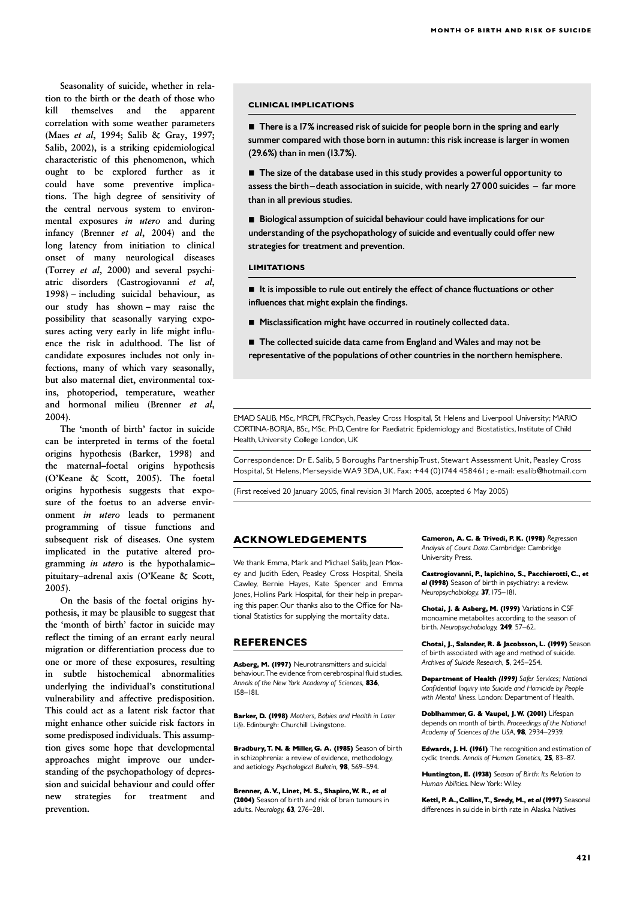Seasonality of suicide, whether in relation to the birth or the death of those who kill themselves and the apparent correlation with some weather parameters (Maes *et al*, 1994; Salib & Gray, 1997; Salib, 2002), is a striking epidemiological characteristic of this phenomenon, which ought to be explored further as it could have some preventive implications. The high degree of sensitivity of the central nervous system to environmental exposures *in utero* and during infancy (Brenner *et al*, 2004) and the long latency from initiation to clinical onset of many neurological diseases (Torrey *et al*, 2000) and several psychiatric disorders (Castrogiovanni *et al*, 1998) – including suicidal behaviour, as our study has shown – may raise the possibility that seasonally varying exposures acting very early in life might influence the risk in adulthood. The list of candidate exposures includes not only infections, many of which vary seasonally, but also maternal diet, environmental toxins, photoperiod, temperature, weather and hormonal milieu (Brenner *et al*, 2004).

The 'month of birth' factor in suicide can be interpreted in terms of the foetal origins hypothesis (Barker, 1998) and the maternal–foetal origins hypothesis (O'Keane & Scott, 2005). The foetal origins hypothesis suggests that exposure of the foetus to an adverse environment *in utero* leads to permanent programming of tissue functions and subsequent risk of diseases. One system implicated in the putative altered programming *in utero* is the hypothalamic–pituitary–adrenal axis (O'Keane & Scott, 2005).

On the basis of the foetal origins hypothesis, it may be plausible to suggest that the 'month of birth' factor in suicide may reflect the timing of an errant early neural migration or differentiation process due to one or more of these exposures, resulting in subtle histochemical abnormalities underlying the individual's constitutional vulnerability and affective predisposition. This could act as a latent risk factor that might enhance other suicide risk factors in some predisposed individuals. This assumption gives some hope that developmental approaches might improve our understanding of the psychopathology of depression and suicidal behaviour and could offer new strategies for treatment and prevention.

**CLINICAL IMPLICATIONS**

- There is a 17% increased risk of suicide for people born in the spring and early summer compared with those born in autumn: this risk increase is larger in women (29.6%) than in men (13.7%).
- The size of the database used in this study provides a powerful opportunity to assess the birth–death association in suicide, with nearly 27 000 suicides – far more than in all previous studies.
- Biological assumption of suicidal behaviour could have implications for our understanding of the psychopathology of suicide and eventually could offer new strategies for treatment and prevention.

**LIMITATIONS**

- It is impossible to rule out entirely the effect of chance fluctuations or other influences that might explain the findings.
- Misclassification might have occurred in routinely collected data.
- The collected suicide data came from England and Wales and may not be representative of the populations of other countries in the northern hemisphere.

EMAD SALIB, MSc, MRCPI, FRCPsych, Peasley Cross Hospital, St Helens and Liverpool University; MARIO CORTINA-BORJA, BSc, MSc, PhD, Centre for Paediatric Epidemiology and Biostatistics, Institute of Child Health, University College London, UK

Correspondence: Dr E. Salib, 5 Boroughs Partnership Trust, Stewart Assessment Unit, Peasley Cross Hospital, St Helens, Merseyside WA9 3DA, UK. Fax: +44 (0)1744 458461; e-mail: esalib@hotmail.com

(First received 20 January 2005, final revision 31 March 2005, accepted 6 May 2005)

## ACKNOWLEDGEMENTS

We thank Emma, Mark and Michael Salib, Jean Moxey and Judith Eden, Peasley Cross Hospital, Sheila Cawley, Bernie Hayes, Kate Spencer and Emma Jones, Hollins Park Hospital, for their help in preparing this paper. Our thanks also to the Office for National Statistics for supplying the mortality data.

## REFERENCES

**Asberg, M. (1997)** Neurotransmitters and suicidal behaviour. The evidence from cerebrospinal fluid studies. *Annals of the New York Academy of Sciences*, **836**, 158–181.

**Barker, D. (1998)** *Mothers, Babies and Health in Later Life*. Edinburgh: Churchill Livingstone.

**Bradbury, T. N. & Miller, G. A. (1985)** Season of birth in schizophrenia: a review of evidence, methodology, and aetiology. *Psychological Bulletin*, **98**, 569–594.

**Brenner, A. V., Linet, M. S., Shapiro, W. R., *et al* (2004)** Season of birth and risk of brain tumours in adults. *Neurology*, **63**, 276–281.

**Cameron, A. C. & Trivedi, P. K. (1998)** *Regression Analysis of Count Data*. Cambridge: Cambridge University Press.

**Castrogiovanni, P., Iapichino, S., Pacchierotti, C., *et al* (1998)** Season of birth in psychiatry: a review. *Neuropsychobiology*, **37**, 175–181.

**Chotai, J. & Asberg, M. (1999)** Variations in CSF monoamine metabolites according to the season of birth. *Neuropsychobiology*, **249**, 57–62.

**Chotai, J., Salander, R. & Jacobsson, L. (1999)** Season of birth associated with age and method of suicide. *Archives of Suicide Research*, **5**, 245–254.

**Department of Health *(1999)*** *Safer Services; National Confidential Inquiry into Suicide and Homicide by People with Mental Illness*. London: Department of Health.

**Doblhammer, G. & Vaupel, J. W. (2001)** Lifespan depends on month of birth. *Proceedings of the National Academy of Sciences of the USA*, **98**, 2934–2939.

**Edwards, J. H. (1961)** The recognition and estimation of cyclic trends. *Annals of Human Genetics*, **25**, 83–87.

**Huntington, E. (1938)** *Season of Birth: Its Relation to Human Abilities*. New York: Wiley.

**Kettl, P. A., Collins, T., Sredy, M., *et al* (1997)** Seasonal differences in suicide in birth rate in Alaska Natives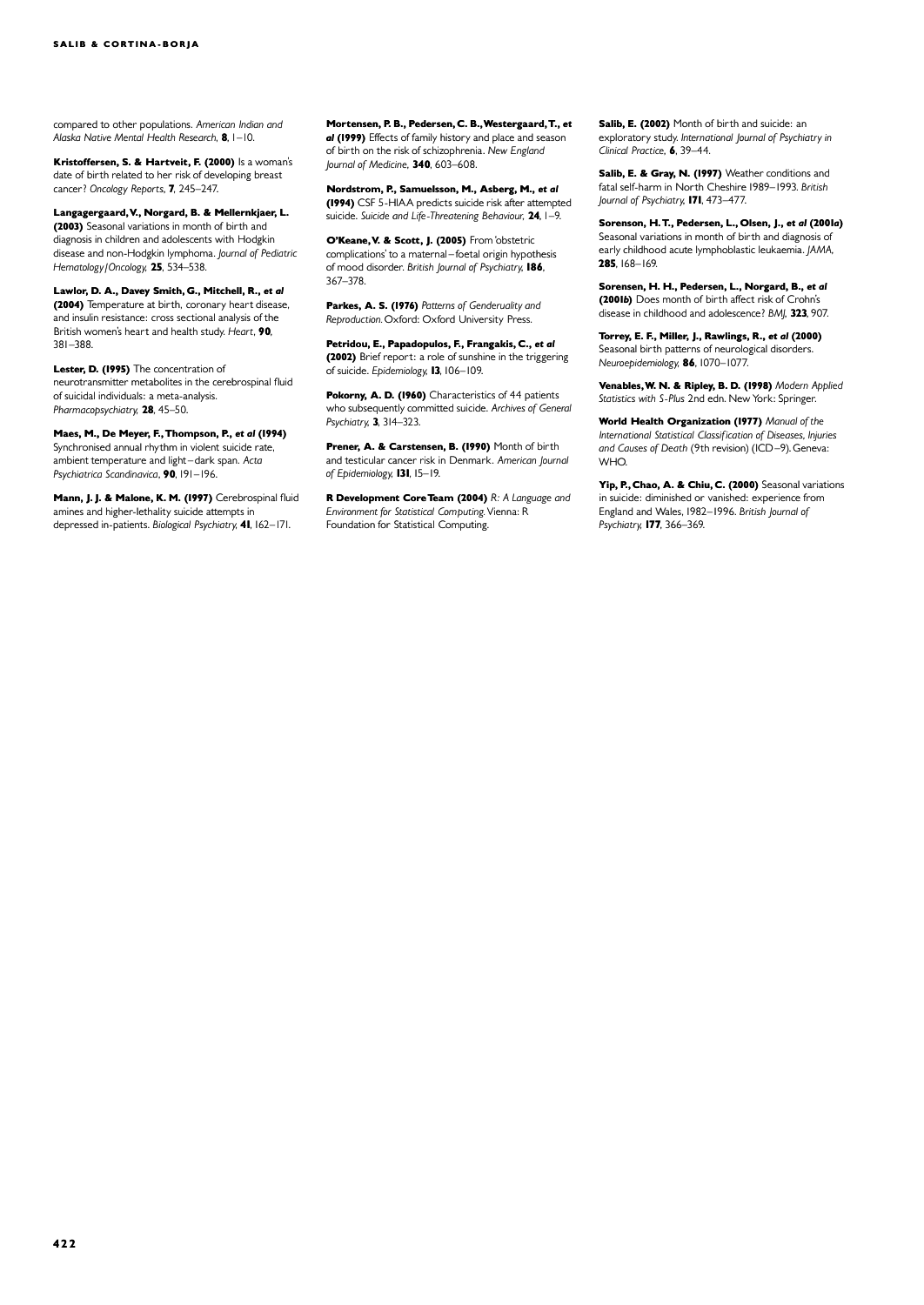compared to other populations. *American Indian and Alaska Native Mental Health Research*, **8**, 1–10.

**Kristoffersen, S. & Hartveit, F. (2000)** Is a woman's date of birth related to her risk of developing breast cancer? *Oncology Reports*, **7**, 245–247.

**Langagergaard, V., Norgard, B. & Mellernkjaer, L. (2003)** Seasonal variations in month of birth and diagnosis in children and adolescents with Hodgkin disease and non-Hodgkin lymphoma. *Journal of Pediatric Hematology/Oncology*, **25**, 534–538.

**Lawlor, D. A., Davey Smith, G., Mitchell, R., *et al* (2004)** Temperature at birth, coronary heart disease, and insulin resistance: cross sectional analysis of the British women's heart and health study. *Heart*, **90**, 381–388.

**Lester, D. (1995)** The concentration of neurotransmitter metabolites in the cerebrospinal fluid of suicidal individuals: a meta-analysis. *Pharmacopsychiatry*, **28**, 45–50.

**Maes, M., De Meyer, F., Thompson, P., *et al* (1994)** Synchronised annual rhythm in violent suicide rate, ambient temperature and light–dark span. *Acta Psychiatrica Scandinavica*, **90**, 191–196.

**Mann, J. J. & Malone, K. M. (1997)** Cerebrospinal fluid amines and higher-lethality suicide attempts in depressed in-patients. *Biological Psychiatry*, **41**, 162–171.

**Mortensen, P. B., Pedersen, C. B., Westergaard, T., *et al* (1999)** Effects of family history and place and season of birth on the risk of schizophrenia. *New England Journal of Medicine*, **340**, 603–608.

**Nordstrom, P., Samuelsson, M., Asberg, M., *et al* (1994)** CSF 5-HIAA predicts suicide risk after attempted suicide. *Suicide and Life-Threatening Behaviour*, **24**, 1–9.

**O'Keane, V. & Scott, J. (2005)** From 'obstetric complications' to a maternal–foetal origin hypothesis of mood disorder. *British Journal of Psychiatry*, **186**, 367–378.

**Parkes, A. S. (1976)** *Patterns of Genderuality and Reproduction*. Oxford: Oxford University Press.

**Petridou, E., Papadopulos, F., Frangakis, C., *et al* (2002)** Brief report: a role of sunshine in the triggering of suicide. *Epidemiology*, **13**, 106–109.

**Pokorny, A. D. (1960)** Characteristics of 44 patients who subsequently committed suicide. *Archives of General Psychiatry*, **3**, 314–323.

**Prener, A. & Carstensen, B. (1990)** Month of birth and testicular cancer risk in Denmark. *American Journal of Epidemiology*, **131**, 15–19.

**R Development Core Team (2004)** *R: A Language and Environment for Statistical Computing*. Vienna: R Foundation for Statistical Computing.

**Salib, E. (2002)** Month of birth and suicide: an exploratory study. *International Journal of Psychiatry in Clinical Practice*, **6**, 39–44.

**Salib, E. & Gray, N. (1997)** Weather conditions and fatal self-harm in North Cheshire 1989–1993. *British Journal of Psychiatry*, **171**, 473–477.

**Sorenson, H. T., Pedersen, L., Olsen, J., *et al* (2001*a*)** Seasonal variations in month of birth and diagnosis of early childhood acute lymphoblastic leukaemia. *JAMA*, **285**, 168–169.

**Sorensen, H. H., Pedersen, L., Norgard, B., *et al* (2001*b*)** Does month of birth affect risk of Crohn's disease in childhood and adolescence? *BMJ*, **323**, 907.

**Torrey, E. F., Miller, J., Rawlings, R., *et al* (2000)** Seasonal birth patterns of neurological disorders. *Neuroepidemiology*, **86**, 1070–1077.

**Venables, W. N. & Ripley, B. D. (1998)** *Modern Applied Statistics with S-Plus* 2nd edn. New York: Springer.

**World Health Organization (1977)** *Manual of the International Statistical Classification of Diseases, Injuries and Causes of Death* (9th revision) (ICD–9). Geneva: WHO.

**Yip, P., Chao, A. & Chiu, C. (2000)** Seasonal variations in suicide: diminished or vanished: experience from England and Wales, 1982–1996. *British Journal of Psychiatry*, **177**, 366–369.